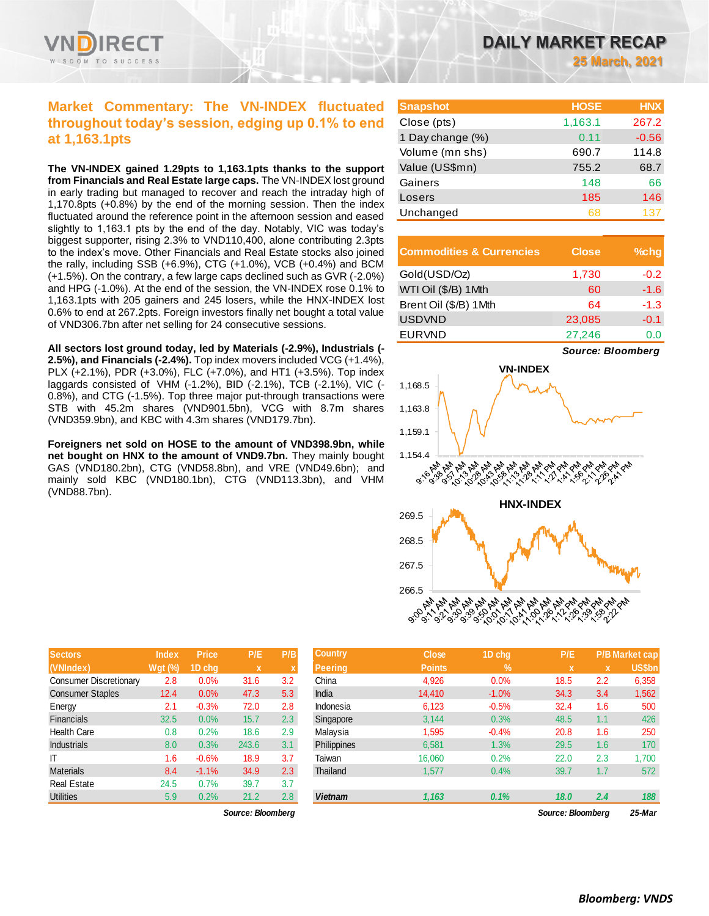# DAILY MARKET RECAP

**25 March, 2021**

## Market Commentary: The VN-INDEX fluctuated throughout today's session, edging up 0.1% to end at 1,163.1pts

**The VN-INDEX gained 1.29pts to 1,163.1pts thanks to the support from Financials and Real Estate large caps.** The VN-INDEX lost ground in early trading but managed to recover and reach the intraday high of 1,170.8pts (+0.8%) by the end of the morning session. Then the index fluctuated around the reference point in the afternoon session and eased slightly to 1,163.1 pts by the end of the day. Notably, VIC was today's biggest supporter, rising 2.3% to VND110,400, alone contributing 2.3pts to the index's move. Other Financials and Real Estate stocks also joined the rally, including SSB (+6.9%), CTG (+1.0%), VCB (+0.4%) and BCM (+1.5%). On the contrary, a few large caps declined such as GVR (-2.0%) and HPG (-1.0%). At the end of the session, the VN-INDEX rose 0.1% to 1,163.1pts with 205 gainers and 245 losers, while the HNX-INDEX lost 0.6% to end at 267.2pts. Foreign investors finally net bought a total value of VND306.7bn after net selling for 24 consecutive sessions.

**All sectors lost ground today, led by Materials (-2.9%), Industrials (-2.5%), and Financials (-2.4%).** Top index movers included VCG (+1.4%), PLX (+2.1%), PDR (+3.0%), FLC (+7.0%), and HT1 (+3.5%). Top index laggards consisted of VHM (-1.2%), BID (-2.1%), TCB (-2.1%), VIC (-0.8%), and CTG (-1.5%). Top three major put-through transactions were STB with 45.2m shares (VND901.5bn), VCG with 8.7m shares (VND359.9bn), and KBC with 4.3m shares (VND179.7bn).

**Foreigners net sold on HOSE to the amount of VND398.9bn, while net bought on HNX to the amount of VND9.7bn.** They mainly bought GAS (VND180.2bn), CTG (VND58.8bn), and VRE (VND49.6bn); and mainly sold KBC (VND180.1bn), CTG (VND113.3bn), and VHM (VND88.7bn).

| Snapshot | HOSE | HNX |
|---|---|---|
| Close (pts) | 1,163.1 | 267.2 |
| 1 Day change (%) | 0.11 | -0.56 |
| Volume (mn shs) | 690.7 | 114.8 |
| Value (US$mn) | 755.2 | 68.7 |
| Gainers | 148 | 66 |
| Losers | 185 | 146 |
| Unchanged | 68 | 137 |

| Commodities & Currencies | Close | %chg |
|---|---|---|
| Gold(USD/Oz) | 1,730 | -0.2 |
| WTI Oil ($/B) 1Mth | 60 | -1.6 |
| Brent Oil ($/B) 1Mth | 64 | -1.3 |
| USDVND | 23,085 | -0.1 |
| EURVND | 27,246 | 0.0 |

*Source: Bloomberg*

VN-INDEX
1,168.5
1,163.8
1,159.1
1,154.4
9:16 AM 9:38 AM 9:57 AM 10:13 AM 10:28 AM 10:43 AM 10:58 AM 11:13 AM 11:28 AM 1:11 PM 1:27 PM 1:41 PM 1:56 PM 2:11 PM 2:26 PM 2:41 PM

HNX-INDEX
269.5
268.5
267.5
266.5
9:00 AM 9:11 AM 9:21 AM 9:30 AM 9:39 AM 9:50 AM 10:01 AM 10:17 AM 10:41 AM 11:00 AM 11:26 AM 1:12 PM 1:26 PM 1:39 PM 1:58 PM 2:22 PM

| Sectors (VNIndex) | Index Wgt (%) | Price 1D chg | P/E x | P/B x |
|---|---|---|---|---|
| Consumer Discretionary | 2.8 | 0.0% | 31.6 | 3.2 |
| Consumer Staples | 12.4 | 0.0% | 47.3 | 5.3 |
| Energy | 2.1 | -0.3% | 72.0 | 2.8 |
| Financials | 32.5 | 0.0% | 15.7 | 2.3 |
| Health Care | 0.8 | 0.2% | 18.6 | 2.9 |
| Industrials | 8.0 | 0.3% | 243.6 | 3.1 |
| IT | 1.6 | -0.6% | 18.9 | 3.7 |
| Materials | 8.4 | -1.1% | 34.9 | 2.3 |
| Real Estate | 24.5 | 0.7% | 39.7 | 3.7 |
| Utilities | 5.9 | 0.2% | 21.2 | 2.8 |

*Source: Bloomberg*

| Country Peering | Close Points | 1D chg % | P/E x | P/B x | Market cap US$bn |
|---|---|---|---|---|---|
| China | 4,926 | 0.0% | 18.5 | 2.2 | 6,358 |
| India | 14,410 | -1.0% | 34.3 | 3.4 | 1,562 |
| Indonesia | 6,123 | -0.5% | 32.4 | 1.6 | 500 |
| Singapore | 3,144 | 0.3% | 48.5 | 1.1 | 426 |
| Malaysia | 1,595 | -0.4% | 20.8 | 1.6 | 250 |
| Philippines | 6,581 | 1.3% | 29.5 | 1.6 | 170 |
| Taiwan | 16,060 | 0.2% | 22.0 | 2.3 | 1,700 |
| Thailand | 1,577 | 0.4% | 39.7 | 1.7 | 572 |
| ***Vietnam*** | ***1,163*** | ***0.1%*** | ***18.0*** | ***2.4*** | ***188*** |

*Source: Bloomberg* *25-Mar*

***Bloomberg: VNDS***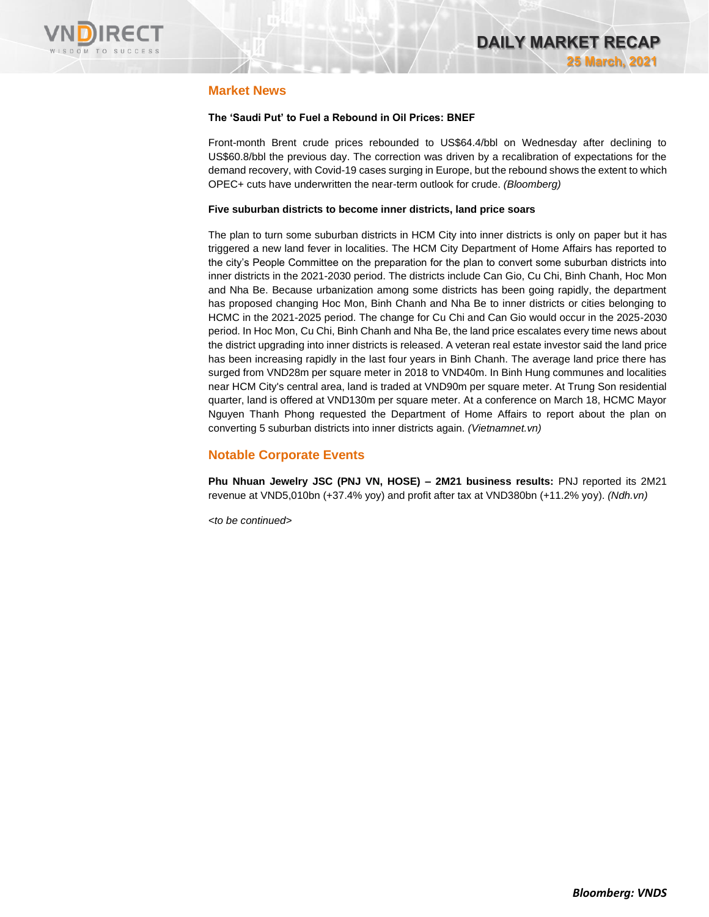## Market News

**The 'Saudi Put' to Fuel a Rebound in Oil Prices: BNEF**

Front-month Brent crude prices rebounded to US$64.4/bbl on Wednesday after declining to US$60.8/bbl the previous day. The correction was driven by a recalibration of expectations for the demand recovery, with Covid-19 cases surging in Europe, but the rebound shows the extent to which OPEC+ cuts have underwritten the near-term outlook for crude. *(Bloomberg)*

**Five suburban districts to become inner districts, land price soars**

The plan to turn some suburban districts in HCM City into inner districts is only on paper but it has triggered a new land fever in localities. The HCM City Department of Home Affairs has reported to the city's People Committee on the preparation for the plan to convert some suburban districts into inner districts in the 2021-2030 period. The districts include Can Gio, Cu Chi, Binh Chanh, Hoc Mon and Nha Be. Because urbanization among some districts has been going rapidly, the department has proposed changing Hoc Mon, Binh Chanh and Nha Be to inner districts or cities belonging to HCMC in the 2021-2025 period. The change for Cu Chi and Can Gio would occur in the 2025-2030 period. In Hoc Mon, Cu Chi, Binh Chanh and Nha Be, the land price escalates every time news about the district upgrading into inner districts is released. A veteran real estate investor said the land price has been increasing rapidly in the last four years in Binh Chanh. The average land price there has surged from VND28m per square meter in 2018 to VND40m. In Binh Hung communes and localities near HCM City's central area, land is traded at VND90m per square meter. At Trung Son residential quarter, land is offered at VND130m per square meter. At a conference on March 18, HCMC Mayor Nguyen Thanh Phong requested the Department of Home Affairs to report about the plan on converting 5 suburban districts into inner districts again. *(Vietnamnet.vn)*

## Notable Corporate Events

**Phu Nhuan Jewelry JSC (PNJ VN, HOSE) – 2M21 business results:** PNJ reported its 2M21 revenue at VND5,010bn (+37.4% yoy) and profit after tax at VND380bn (+11.2% yoy). *(Ndh.vn)*

*<to be continued>*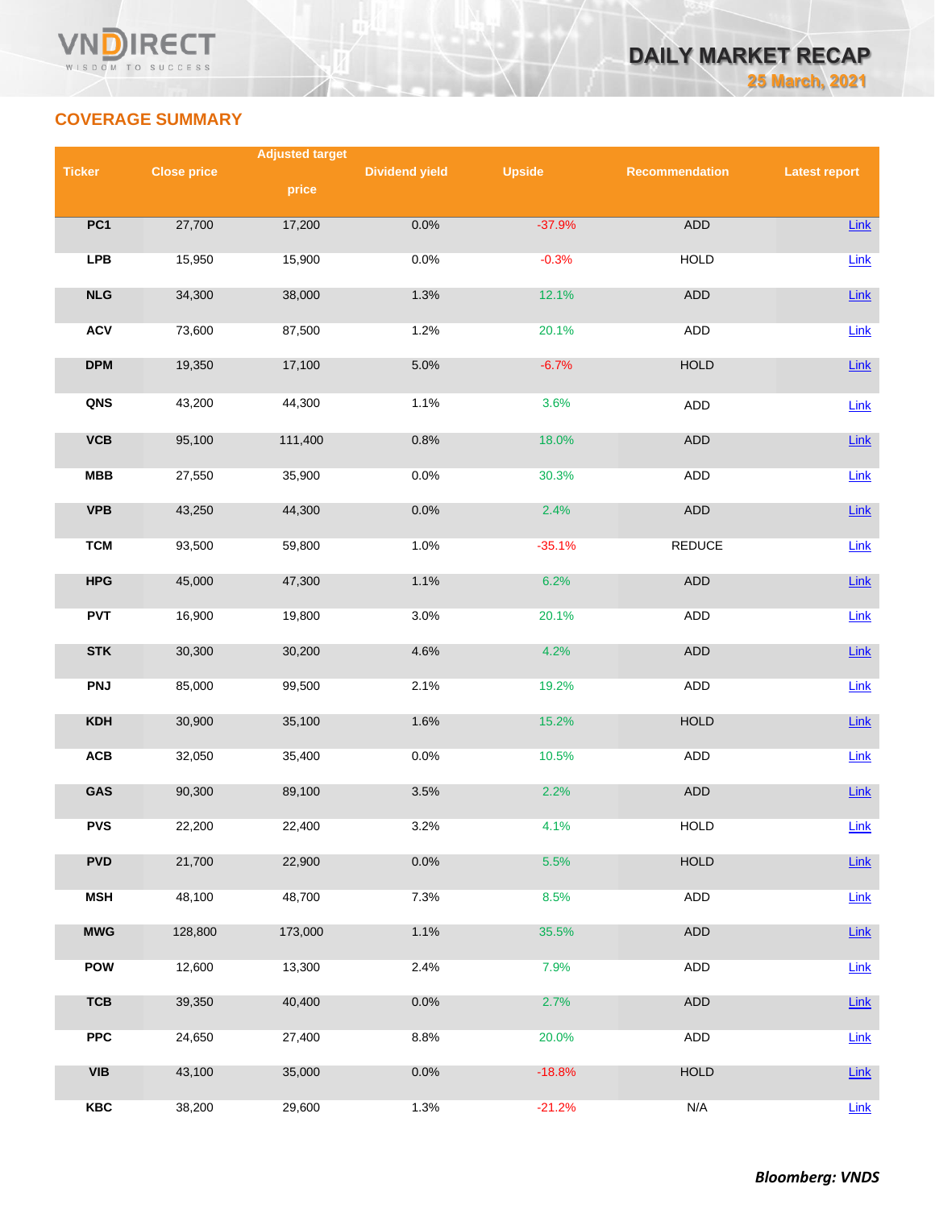## COVERAGE SUMMARY

| Ticker | Close price | Adjusted target price | Dividend yield | Upside | Recommendation | Latest report |
|---|---|---|---|---|---|---|
| PC1 | 27,700 | 17,200 | 0.0% | -37.9% | ADD | Link |
| LPB | 15,950 | 15,900 | 0.0% | -0.3% | HOLD | Link |
| NLG | 34,300 | 38,000 | 1.3% | 12.1% | ADD | Link |
| ACV | 73,600 | 87,500 | 1.2% | 20.1% | ADD | Link |
| DPM | 19,350 | 17,100 | 5.0% | -6.7% | HOLD | Link |
| QNS | 43,200 | 44,300 | 1.1% | 3.6% | ADD | Link |
| VCB | 95,100 | 111,400 | 0.8% | 18.0% | ADD | Link |
| MBB | 27,550 | 35,900 | 0.0% | 30.3% | ADD | Link |
| VPB | 43,250 | 44,300 | 0.0% | 2.4% | ADD | Link |
| TCM | 93,500 | 59,800 | 1.0% | -35.1% | REDUCE | Link |
| HPG | 45,000 | 47,300 | 1.1% | 6.2% | ADD | Link |
| PVT | 16,900 | 19,800 | 3.0% | 20.1% | ADD | Link |
| STK | 30,300 | 30,200 | 4.6% | 4.2% | ADD | Link |
| PNJ | 85,000 | 99,500 | 2.1% | 19.2% | ADD | Link |
| KDH | 30,900 | 35,100 | 1.6% | 15.2% | HOLD | Link |
| ACB | 32,050 | 35,400 | 0.0% | 10.5% | ADD | Link |
| GAS | 90,300 | 89,100 | 3.5% | 2.2% | ADD | Link |
| PVS | 22,200 | 22,400 | 3.2% | 4.1% | HOLD | Link |
| PVD | 21,700 | 22,900 | 0.0% | 5.5% | HOLD | Link |
| MSH | 48,100 | 48,700 | 7.3% | 8.5% | ADD | Link |
| MWG | 128,800 | 173,000 | 1.1% | 35.5% | ADD | Link |
| POW | 12,600 | 13,300 | 2.4% | 7.9% | ADD | Link |
| TCB | 39,350 | 40,400 | 0.0% | 2.7% | ADD | Link |
| PPC | 24,650 | 27,400 | 8.8% | 20.0% | ADD | Link |
| VIB | 43,100 | 35,000 | 0.0% | -18.8% | HOLD | Link |
| KBC | 38,200 | 29,600 | 1.3% | -21.2% | N/A | Link |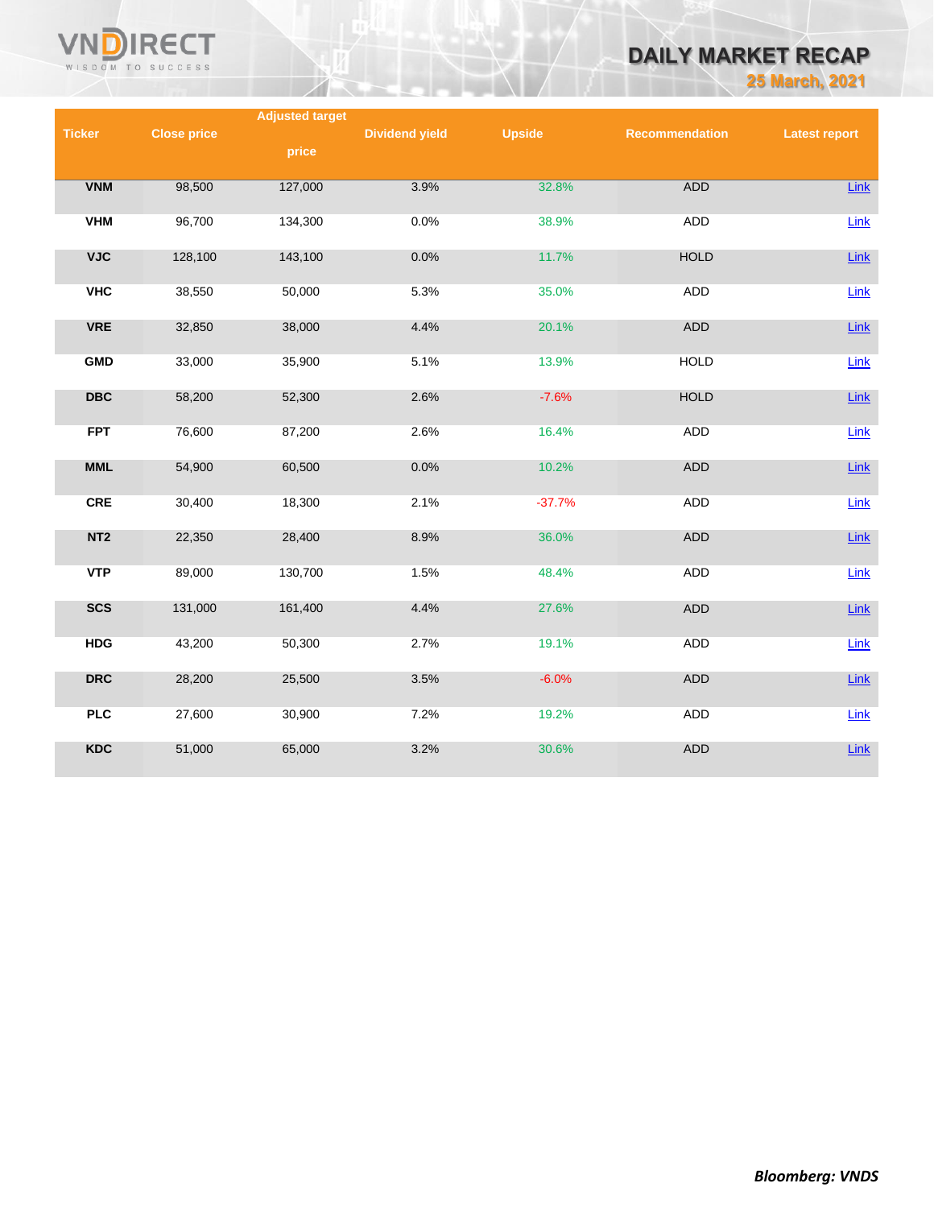| Ticker | Close price | Adjusted target price | Dividend yield | Upside | Recommendation | Latest report |
|---|---|---|---|---|---|---|
| VNM | 98,500 | 127,000 | 3.9% | 32.8% | ADD | Link |
| VHM | 96,700 | 134,300 | 0.0% | 38.9% | ADD | Link |
| VJC | 128,100 | 143,100 | 0.0% | 11.7% | HOLD | Link |
| VHC | 38,550 | 50,000 | 5.3% | 35.0% | ADD | Link |
| VRE | 32,850 | 38,000 | 4.4% | 20.1% | ADD | Link |
| GMD | 33,000 | 35,900 | 5.1% | 13.9% | HOLD | Link |
| DBC | 58,200 | 52,300 | 2.6% | -7.6% | HOLD | Link |
| FPT | 76,600 | 87,200 | 2.6% | 16.4% | ADD | Link |
| MML | 54,900 | 60,500 | 0.0% | 10.2% | ADD | Link |
| CRE | 30,400 | 18,300 | 2.1% | -37.7% | ADD | Link |
| NT2 | 22,350 | 28,400 | 8.9% | 36.0% | ADD | Link |
| VTP | 89,000 | 130,700 | 1.5% | 48.4% | ADD | Link |
| SCS | 131,000 | 161,400 | 4.4% | 27.6% | ADD | Link |
| HDG | 43,200 | 50,300 | 2.7% | 19.1% | ADD | Link |
| DRC | 28,200 | 25,500 | 3.5% | -6.0% | ADD | Link |
| PLC | 27,600 | 30,900 | 7.2% | 19.2% | ADD | Link |
| KDC | 51,000 | 65,000 | 3.2% | 30.6% | ADD | Link |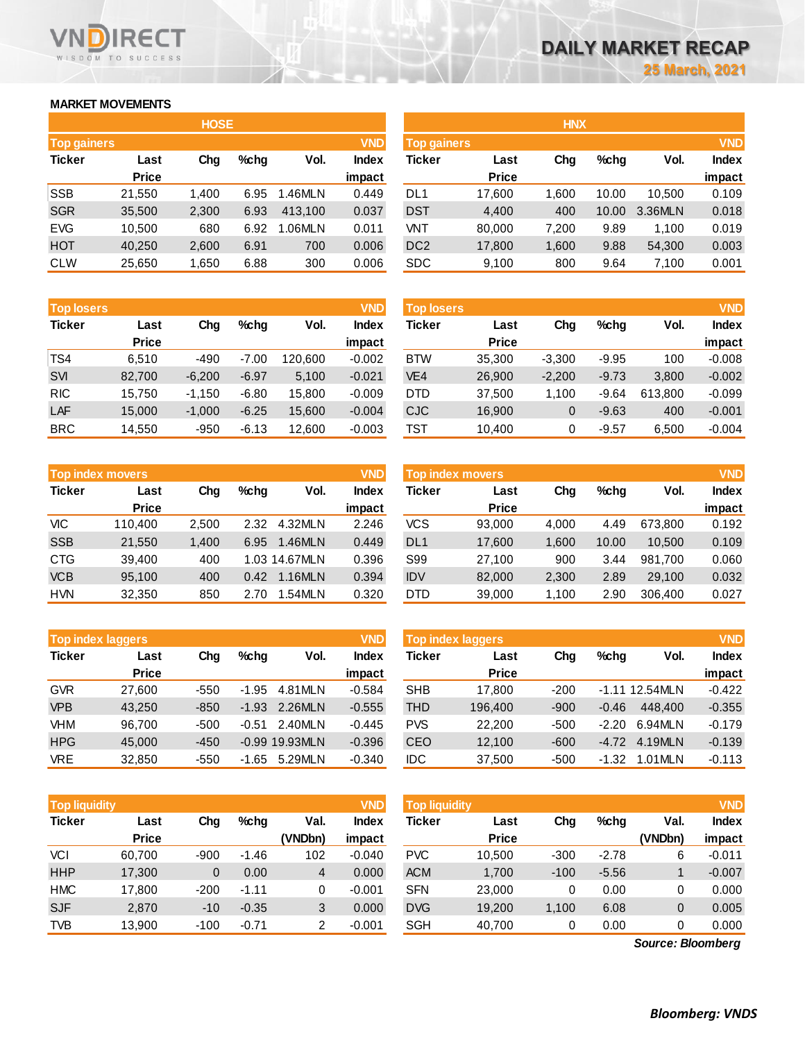# DAILY MARKET RECAP

25 March, 2021

## MARKET MOVEMENTS

### HOSE

| Top gainers | | | | | VND |
|---|---|---|---|---|---|
| Ticker | Last Price | Chg | %chg | Vol. | Index impact |
| SSB | 21,550 | 1,400 | 6.95 | 1.46MLN | 0.449 |
| SGR | 35,500 | 2,300 | 6.93 | 413,100 | 0.037 |
| EVG | 10,500 | 680 | 6.92 | 1.06MLN | 0.011 |
| HOT | 40,250 | 2,600 | 6.91 | 700 | 0.006 |
| CLW | 25,650 | 1,650 | 6.88 | 300 | 0.006 |

| Top losers | | | | | VND |
|---|---|---|---|---|---|
| Ticker | Last Price | Chg | %chg | Vol. | Index impact |
| TS4 | 6,510 | -490 | -7.00 | 120,600 | -0.002 |
| SVI | 82,700 | -6,200 | -6.97 | 5,100 | -0.021 |
| RIC | 15,750 | -1,150 | -6.80 | 15,800 | -0.009 |
| LAF | 15,000 | -1,000 | -6.25 | 15,600 | -0.004 |
| BRC | 14,550 | -950 | -6.13 | 12,600 | -0.003 |

| Top index movers | | | | | VND |
|---|---|---|---|---|---|
| Ticker | Last Price | Chg | %chg | Vol. | Index impact |
| VIC | 110,400 | 2,500 | 2.32 | 4.32MLN | 2.246 |
| SSB | 21,550 | 1,400 | 6.95 | 1.46MLN | 0.449 |
| CTG | 39,400 | 400 | 1.03 | 14.67MLN | 0.396 |
| VCB | 95,100 | 400 | 0.42 | 1.16MLN | 0.394 |
| HVN | 32,350 | 850 | 2.70 | 1.54MLN | 0.320 |

| Top index laggers | | | | | VND |
|---|---|---|---|---|---|
| Ticker | Last Price | Chg | %chg | Vol. | Index impact |
| GVR | 27,600 | -550 | -1.95 | 4.81MLN | -0.584 |
| VPB | 43,250 | -850 | -1.93 | 2.26MLN | -0.555 |
| VHM | 96,700 | -500 | -0.51 | 2.40MLN | -0.445 |
| HPG | 45,000 | -450 | -0.99 | 19.93MLN | -0.396 |
| VRE | 32,850 | -550 | -1.65 | 5.29MLN | -0.340 |

| Top liquidity | | | | | VND |
|---|---|---|---|---|---|
| Ticker | Last Price | Chg | %chg | Val. (VNDbn) | Index impact |
| VCI | 60,700 | -900 | -1.46 | 102 | -0.040 |
| HHP | 17,300 | 0 | 0.00 | 4 | 0.000 |
| HMC | 17,800 | -200 | -1.11 | 0 | -0.001 |
| SJF | 2,870 | -10 | -0.35 | 3 | 0.000 |
| TVB | 13,900 | -100 | -0.71 | 2 | -0.001 |

### HNX

| Top gainers | | | | | VND |
|---|---|---|---|---|---|
| Ticker | Last Price | Chg | %chg | Vol. | Index impact |
| DL1 | 17,600 | 1,600 | 10.00 | 10,500 | 0.109 |
| DST | 4,400 | 400 | 10.00 | 3.36MLN | 0.018 |
| VNT | 80,000 | 7,200 | 9.89 | 1,100 | 0.019 |
| DC2 | 17,800 | 1,600 | 9.88 | 54,300 | 0.003 |
| SDC | 9,100 | 800 | 9.64 | 7,100 | 0.001 |

| Top losers | | | | | VND |
|---|---|---|---|---|---|
| Ticker | Last Price | Chg | %chg | Vol. | Index impact |
| BTW | 35,300 | -3,300 | -9.95 | 100 | -0.008 |
| VE4 | 26,900 | -2,200 | -9.73 | 3,800 | -0.002 |
| DTD | 37,500 | 1,100 | -9.64 | 613,800 | -0.099 |
| CJC | 16,900 | 0 | -9.63 | 400 | -0.001 |
| TST | 10,400 | 0 | -9.57 | 6,500 | -0.004 |

| Top index movers | | | | | VND |
|---|---|---|---|---|---|
| Ticker | Last Price | Chg | %chg | Vol. | Index impact |
| VCS | 93,000 | 4,000 | 4.49 | 673,800 | 0.192 |
| DL1 | 17,600 | 1,600 | 10.00 | 10,500 | 0.109 |
| S99 | 27,100 | 900 | 3.44 | 981,700 | 0.060 |
| IDV | 82,000 | 2,300 | 2.89 | 29,100 | 0.032 |
| DTD | 39,000 | 1,100 | 2.90 | 306,400 | 0.027 |

| Top index laggers | | | | | VND |
|---|---|---|---|---|---|
| Ticker | Last Price | Chg | %chg | Vol. | Index impact |
| SHB | 17,800 | -200 | -1.11 | 12.54MLN | -0.422 |
| THD | 196,400 | -900 | -0.46 | 448,400 | -0.355 |
| PVS | 22,200 | -500 | -2.20 | 6.94MLN | -0.179 |
| CEO | 12,100 | -600 | -4.72 | 4.19MLN | -0.139 |
| IDC | 37,500 | -500 | -1.32 | 1.01MLN | -0.113 |

| Top liquidity | | | | | VND |
|---|---|---|---|---|---|
| Ticker | Last Price | Chg | %chg | Val. (VNDbn) | Index impact |
| PVC | 10,500 | -300 | -2.78 | 6 | -0.011 |
| ACM | 1,700 | -100 | -5.56 | 1 | -0.007 |
| SFN | 23,000 | 0 | 0.00 | 0 | 0.000 |
| DVG | 19,200 | 1,100 | 6.08 | 0 | 0.005 |
| SGH | 40,700 | 0 | 0.00 | 0 | 0.000 |

*Source: Bloomberg*

*Bloomberg: VNDS*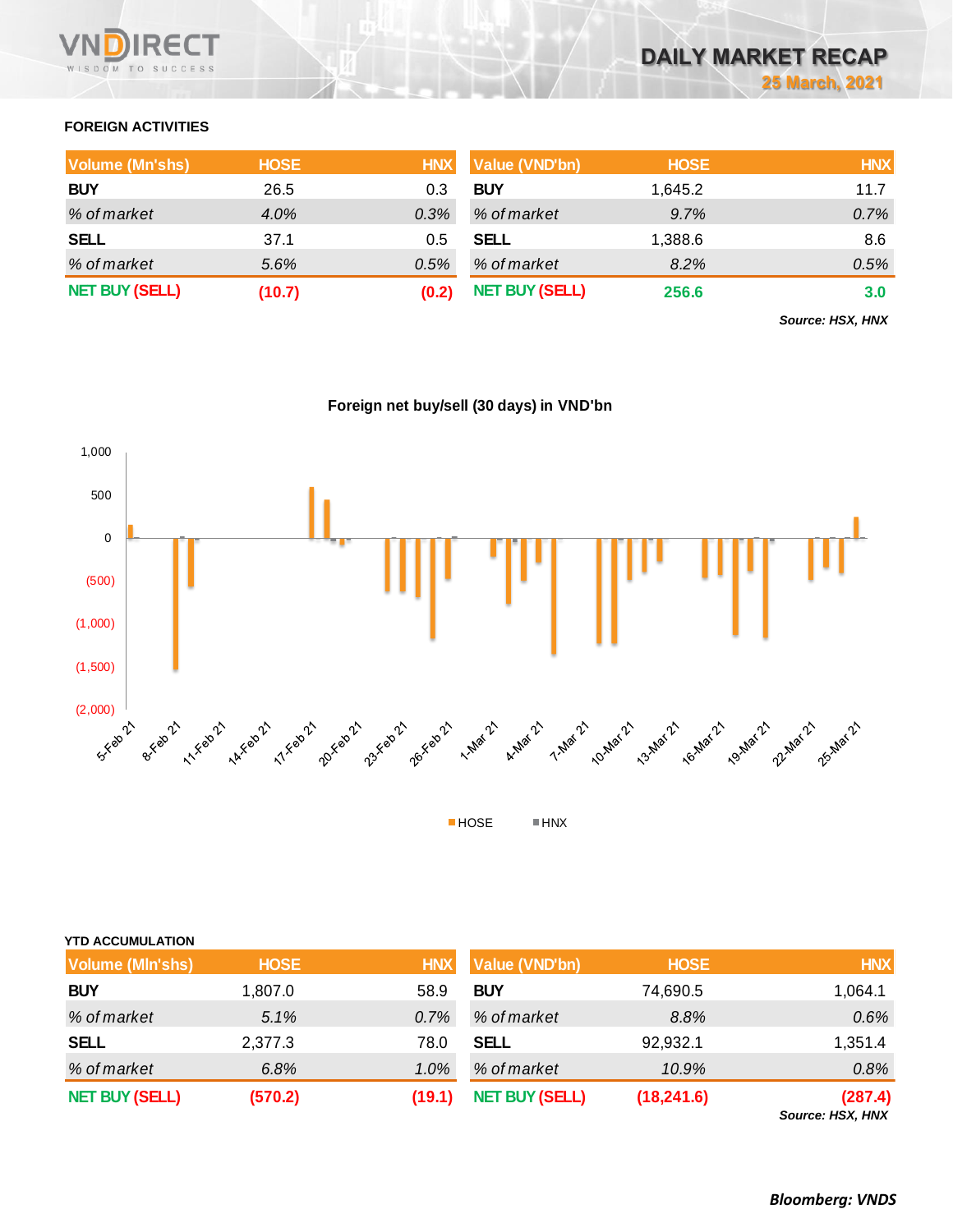## FOREIGN ACTIVITIES

| Volume (Mn'shs) | HOSE | HNX |
|---|---|---|
| BUY | 26.5 | 0.3 |
| *% of market* | *4.0%* | *0.3%* |
| SELL | 37.1 | 0.5 |
| *% of market* | *5.6%* | *0.5%* |
| NET BUY (SELL) | (10.7) | (0.2) |

| Value (VND'bn) | HOSE | HNX |
|---|---|---|
| BUY | 1,645.2 | 11.7 |
| *% of market* | *9.7%* | *0.7%* |
| SELL | 1,388.6 | 8.6 |
| *% of market* | *8.2%* | *0.5%* |
| NET BUY (SELL) | 256.6 | 3.0 |

***Source: HSX, HNX***

**Foreign net buy/sell (30 days) in VND'bn**

1,000
500
0
(500)
(1,000)
(1,500)
(2,000)

5-Feb 21, 8-Feb 21, 11-Feb 21, 14-Feb 21, 17-Feb 21, 20-Feb 21, 23-Feb 21, 26-Feb 21, 1-Mar 21, 4-Mar 21, 7-Mar 21, 10-Mar 21, 13-Mar 21, 16-Mar 21, 19-Mar 21, 22-Mar 21, 25-Mar 21

HOSE HNX

### YTD ACCUMULATION

| Volume (Mln'shs) | HOSE | HNX |
|---|---|---|
| BUY | 1,807.0 | 58.9 |
| *% of market* | *5.1%* | *0.7%* |
| SELL | 2,377.3 | 78.0 |
| *% of market* | *6.8%* | *1.0%* |
| NET BUY (SELL) | (570.2) | (19.1) |

| Value (VND'bn) | HOSE | HNX |
|---|---|---|
| BUY | 74,690.5 | 1,064.1 |
| *% of market* | *8.8%* | *0.6%* |
| SELL | 92,932.1 | 1,351.4 |
| *% of market* | *10.9%* | *0.8%* |
| NET BUY (SELL) | (18,241.6) | (287.4) |

***Source: HSX, HNX***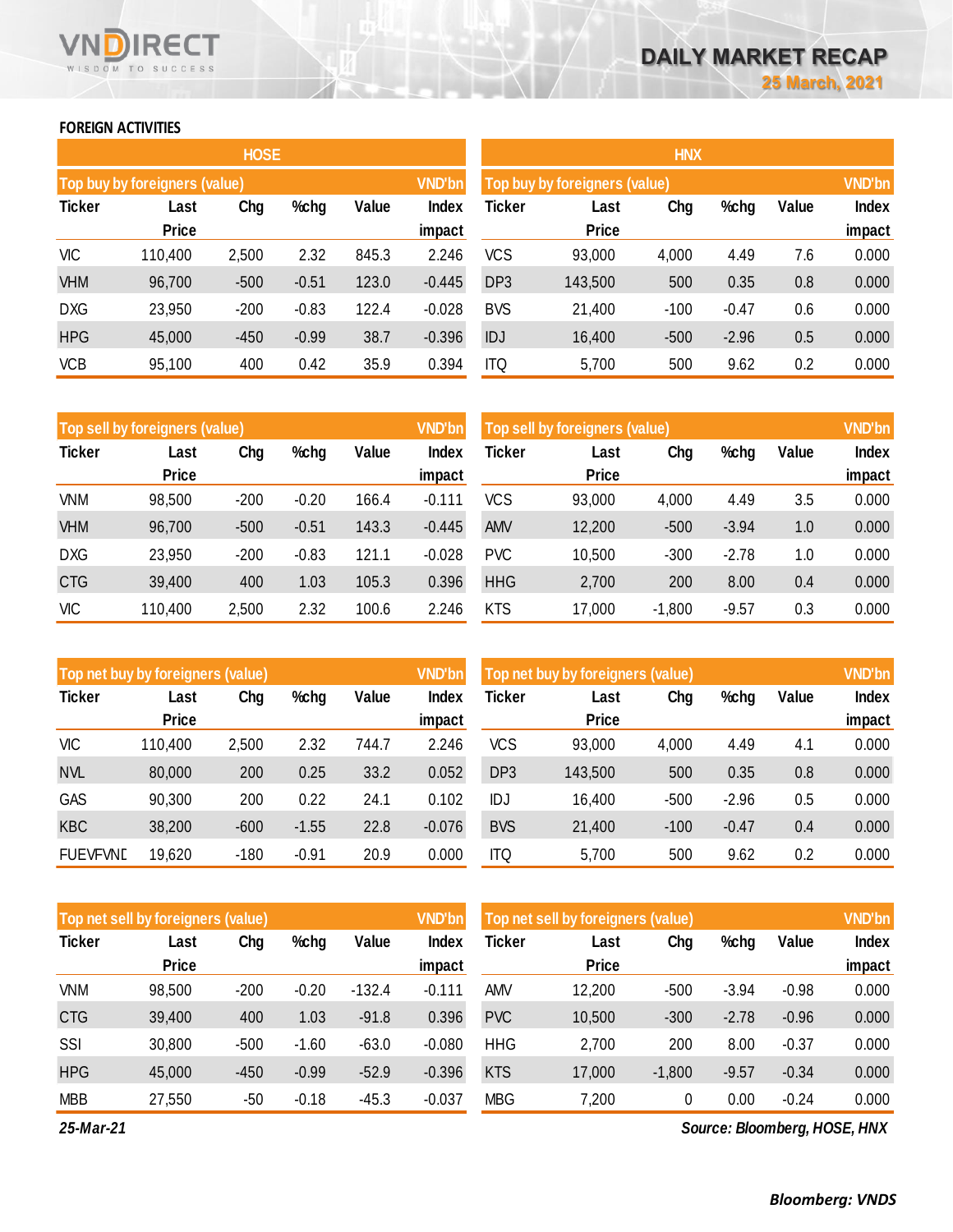# DAILY MARKET RECAP

**25 March, 2021**

## FOREIGN ACTIVITIES

### HOSE

**Top buy by foreigners (value)** — VND'bn

| Ticker | Last Price | Chg | %chg | Value | Index impact |
|---|---|---|---|---|---|
| VIC | 110,400 | 2,500 | 2.32 | 845.3 | 2.246 |
| VHM | 96,700 | -500 | -0.51 | 123.0 | -0.445 |
| DXG | 23,950 | -200 | -0.83 | 122.4 | -0.028 |
| HPG | 45,000 | -450 | -0.99 | 38.7 | -0.396 |
| VCB | 95,100 | 400 | 0.42 | 35.9 | 0.394 |

**Top sell by foreigners (value)** — VND'bn

| Ticker | Last Price | Chg | %chg | Value | Index impact |
|---|---|---|---|---|---|
| VNM | 98,500 | -200 | -0.20 | 166.4 | -0.111 |
| VHM | 96,700 | -500 | -0.51 | 143.3 | -0.445 |
| DXG | 23,950 | -200 | -0.83 | 121.1 | -0.028 |
| CTG | 39,400 | 400 | 1.03 | 105.3 | 0.396 |
| VIC | 110,400 | 2,500 | 2.32 | 100.6 | 2.246 |

**Top net buy by foreigners (value)** — VND'bn

| Ticker | Last Price | Chg | %chg | Value | Index impact |
|---|---|---|---|---|---|
| VIC | 110,400 | 2,500 | 2.32 | 744.7 | 2.246 |
| NVL | 80,000 | 200 | 0.25 | 33.2 | 0.052 |
| GAS | 90,300 | 200 | 0.22 | 24.1 | 0.102 |
| KBC | 38,200 | -600 | -1.55 | 22.8 | -0.076 |
| FUEVFVND | 19,620 | -180 | -0.91 | 20.9 | 0.000 |

**Top net sell by foreigners (value)** — VND'bn

| Ticker | Last Price | Chg | %chg | Value | Index impact |
|---|---|---|---|---|---|
| VNM | 98,500 | -200 | -0.20 | -132.4 | -0.111 |
| CTG | 39,400 | 400 | 1.03 | -91.8 | 0.396 |
| SSI | 30,800 | -500 | -1.60 | -63.0 | -0.080 |
| HPG | 45,000 | -450 | -0.99 | -52.9 | -0.396 |
| MBB | 27,550 | -50 | -0.18 | -45.3 | -0.037 |

### HNX

**Top buy by foreigners (value)** — VND'bn

| Ticker | Last Price | Chg | %chg | Value | Index impact |
|---|---|---|---|---|---|
| VCS | 93,000 | 4,000 | 4.49 | 7.6 | 0.000 |
| DP3 | 143,500 | 500 | 0.35 | 0.8 | 0.000 |
| BVS | 21,400 | -100 | -0.47 | 0.6 | 0.000 |
| IDJ | 16,400 | -500 | -2.96 | 0.5 | 0.000 |
| ITQ | 5,700 | 500 | 9.62 | 0.2 | 0.000 |

**Top sell by foreigners (value)** — VND'bn

| Ticker | Last Price | Chg | %chg | Value | Index impact |
|---|---|---|---|---|---|
| VCS | 93,000 | 4,000 | 4.49 | 3.5 | 0.000 |
| AMV | 12,200 | -500 | -3.94 | 1.0 | 0.000 |
| PVC | 10,500 | -300 | -2.78 | 1.0 | 0.000 |
| HHG | 2,700 | 200 | 8.00 | 0.4 | 0.000 |
| KTS | 17,000 | -1,800 | -9.57 | 0.3 | 0.000 |

**Top net buy by foreigners (value)** — VND'bn

| Ticker | Last Price | Chg | %chg | Value | Index impact |
|---|---|---|---|---|---|
| VCS | 93,000 | 4,000 | 4.49 | 4.1 | 0.000 |
| DP3 | 143,500 | 500 | 0.35 | 0.8 | 0.000 |
| IDJ | 16,400 | -500 | -2.96 | 0.5 | 0.000 |
| BVS | 21,400 | -100 | -0.47 | 0.4 | 0.000 |
| ITQ | 5,700 | 500 | 9.62 | 0.2 | 0.000 |

**Top net sell by foreigners (value)** — VND'bn

| Ticker | Last Price | Chg | %chg | Value | Index impact |
|---|---|---|---|---|---|
| AMV | 12,200 | -500 | -3.94 | -0.98 | 0.000 |
| PVC | 10,500 | -300 | -2.78 | -0.96 | 0.000 |
| HHG | 2,700 | 200 | 8.00 | -0.37 | 0.000 |
| KTS | 17,000 | -1,800 | -9.57 | -0.34 | 0.000 |
| MBG | 7,200 | 0 | 0.00 | -0.24 | 0.000 |

*25-Mar-21*

*Source: Bloomberg, HOSE, HNX*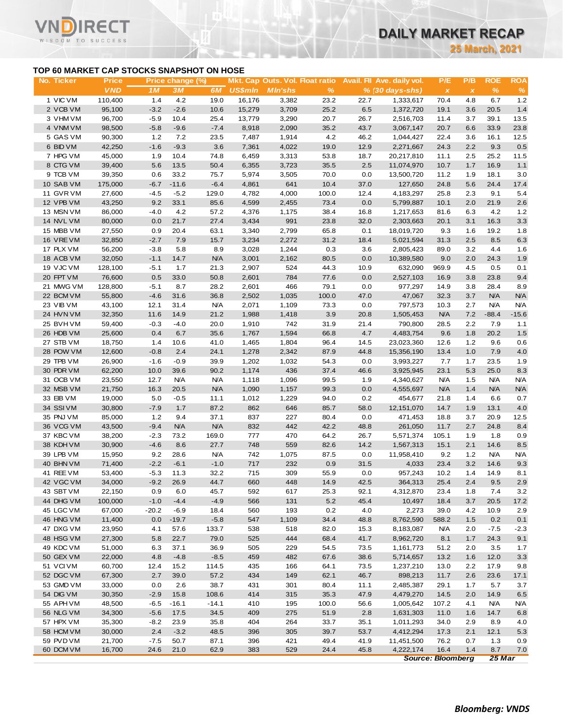# DAILY MARKET RECAP

**25 March, 2021**

## TOP 60 MARKET CAP STOCKS SNAPSHOT ON HOSE

| No. | Ticker | Price | Price change (%) | | | Mkt. Cap | Outs. Vol. | Float ratio | Avail. FII | Ave. daily vol. | P/E | P/B | ROE | ROA |
|---|---|---|---|---|---|---|---|---|---|---|---|---|---|---|
| | | VND | 1M | 3M | 6M | US$mln | Mln'shs | % | % | (30 days-shs) | x | x | % | % |
| 1 | VIC VM | 110,400 | 1.4 | 4.2 | 19.0 | 16,176 | 3,382 | 23.2 | 22.7 | 1,333,617 | 70.4 | 4.8 | 6.7 | 1.2 |
| 2 | VCB VM | 95,100 | -3.2 | -2.6 | 10.6 | 15,279 | 3,709 | 25.2 | 6.5 | 1,372,720 | 19.1 | 3.6 | 20.5 | 1.4 |
| 3 | VHM VM | 96,700 | -5.9 | 10.4 | 25.4 | 13,779 | 3,290 | 20.7 | 26.7 | 2,516,703 | 11.4 | 3.7 | 39.1 | 13.5 |
| 4 | VNM VM | 98,500 | -5.8 | -9.6 | -7.4 | 8,918 | 2,090 | 35.2 | 43.7 | 3,067,147 | 20.7 | 6.6 | 33.9 | 23.8 |
| 5 | GAS VM | 90,300 | 1.2 | 7.2 | 23.5 | 7,487 | 1,914 | 4.2 | 46.2 | 1,044,427 | 22.4 | 3.6 | 16.1 | 12.5 |
| 6 | BID VM | 42,250 | -1.6 | -9.3 | 3.6 | 7,361 | 4,022 | 19.0 | 12.9 | 2,271,667 | 24.3 | 2.2 | 9.3 | 0.5 |
| 7 | HPG VM | 45,000 | 1.9 | 10.4 | 74.8 | 6,459 | 3,313 | 53.8 | 18.7 | 20,217,810 | 11.1 | 2.5 | 25.2 | 11.5 |
| 8 | CTG VM | 39,400 | 5.6 | 13.5 | 50.4 | 6,355 | 3,723 | 35.5 | 2.5 | 11,074,970 | 10.7 | 1.7 | 16.9 | 1.1 |
| 9 | TCB VM | 39,350 | 0.6 | 33.2 | 75.7 | 5,974 | 3,505 | 70.0 | 0.0 | 13,500,720 | 11.2 | 1.9 | 18.1 | 3.0 |
| 10 | SAB VM | 175,000 | -6.7 | -11.6 | -6.4 | 4,861 | 641 | 10.4 | 37.0 | 127,650 | 24.8 | 5.6 | 24.4 | 17.4 |
| 11 | GVR VM | 27,600 | -4.5 | -5.2 | 129.0 | 4,782 | 4,000 | 100.0 | 12.4 | 4,183,297 | 25.8 | 2.3 | 9.1 | 5.4 |
| 12 | VPB VM | 43,250 | 9.2 | 33.1 | 85.6 | 4,599 | 2,455 | 73.4 | 0.0 | 5,799,887 | 10.1 | 2.0 | 21.9 | 2.6 |
| 13 | MSN VM | 86,000 | -4.0 | 4.2 | 57.2 | 4,376 | 1,175 | 38.4 | 16.8 | 1,217,653 | 81.6 | 6.3 | 4.2 | 1.2 |
| 14 | NVL VM | 80,000 | 0.0 | 21.7 | 27.4 | 3,434 | 991 | 23.8 | 32.0 | 2,303,663 | 20.1 | 3.1 | 16.3 | 3.3 |
| 15 | MBB VM | 27,550 | 0.9 | 20.4 | 63.1 | 3,340 | 2,799 | 65.8 | 0.1 | 18,019,720 | 9.3 | 1.6 | 19.2 | 1.8 |
| 16 | VRE VM | 32,850 | -2.7 | 7.9 | 15.7 | 3,234 | 2,272 | 31.2 | 18.4 | 5,021,594 | 31.3 | 2.5 | 8.5 | 6.3 |
| 17 | PLX VM | 56,200 | -3.8 | 5.8 | 8.9 | 3,028 | 1,244 | 0.3 | 3.6 | 2,805,423 | 89.0 | 3.2 | 4.4 | 1.6 |
| 18 | ACB VM | 32,050 | -1.1 | 14.7 | N/A | 3,001 | 2,162 | 80.5 | 0.0 | 10,389,580 | 9.0 | 2.0 | 24.3 | 1.9 |
| 19 | VJC VM | 128,100 | -5.1 | 1.7 | 21.3 | 2,907 | 524 | 44.3 | 10.9 | 632,090 | 969.9 | 4.5 | 0.5 | 0.1 |
| 20 | FPT VM | 76,600 | 0.5 | 33.0 | 50.8 | 2,601 | 784 | 77.6 | 0.0 | 2,527,103 | 16.9 | 3.8 | 23.8 | 9.4 |
| 21 | MWG VM | 128,800 | -5.1 | 8.7 | 28.2 | 2,601 | 466 | 79.1 | 0.0 | 977,297 | 14.9 | 3.8 | 28.4 | 8.9 |
| 22 | BCM VM | 55,800 | -4.6 | 31.6 | 36.8 | 2,502 | 1,035 | 100.0 | 47.0 | 47,067 | 32.3 | 3.7 | N/A | N/A |
| 23 | VIB VM | 43,100 | 12.1 | 31.4 | N/A | 2,071 | 1,109 | 73.3 | 0.0 | 797,573 | 10.3 | 2.7 | N/A | N/A |
| 24 | HVN VM | 32,350 | 11.6 | 14.9 | 21.2 | 1,988 | 1,418 | 3.9 | 20.8 | 1,505,453 | N/A | 7.2 | -88.4 | -15.6 |
| 25 | BVH VM | 59,400 | -0.3 | -4.0 | 20.0 | 1,910 | 742 | 31.9 | 21.4 | 790,800 | 28.5 | 2.2 | 7.9 | 1.1 |
| 26 | HDB VM | 25,600 | 0.4 | 6.7 | 35.6 | 1,767 | 1,594 | 66.8 | 4.7 | 4,483,754 | 9.6 | 1.8 | 20.2 | 1.5 |
| 27 | STB VM | 18,750 | 1.4 | 10.6 | 41.0 | 1,465 | 1,804 | 96.4 | 14.5 | 23,023,360 | 12.6 | 1.2 | 9.6 | 0.6 |
| 28 | POW VM | 12,600 | -0.8 | 2.4 | 24.1 | 1,278 | 2,342 | 87.9 | 44.8 | 15,356,190 | 13.4 | 1.0 | 7.9 | 4.0 |
| 29 | TPB VM | 26,900 | -1.6 | -0.9 | 39.9 | 1,202 | 1,032 | 54.3 | 0.0 | 3,993,227 | 7.7 | 1.7 | 23.5 | 1.9 |
| 30 | PDR VM | 62,200 | 10.0 | 39.6 | 90.2 | 1,174 | 436 | 37.4 | 46.6 | 3,925,945 | 23.1 | 5.3 | 25.0 | 8.3 |
| 31 | OCB VM | 23,550 | 12.7 | N/A | N/A | 1,118 | 1,096 | 99.5 | 1.9 | 4,340,627 | N/A | 1.5 | N/A | N/A |
| 32 | MSB VM | 21,750 | 16.3 | 20.5 | N/A | 1,090 | 1,157 | 99.3 | 0.0 | 4,555,697 | N/A | 1.4 | N/A | N/A |
| 33 | EIB VM | 19,000 | 5.0 | -0.5 | 11.1 | 1,012 | 1,229 | 94.0 | 0.2 | 454,677 | 21.8 | 1.4 | 6.6 | 0.7 |
| 34 | SSI VM | 30,800 | -7.9 | 1.7 | 87.2 | 862 | 646 | 85.7 | 58.0 | 12,151,070 | 14.7 | 1.9 | 13.1 | 4.0 |
| 35 | PNJ VM | 85,000 | 1.2 | 9.4 | 37.1 | 837 | 227 | 80.4 | 0.0 | 471,453 | 18.8 | 3.7 | 20.9 | 12.5 |
| 36 | VCG VM | 43,500 | -9.4 | N/A | N/A | 832 | 442 | 42.2 | 48.8 | 261,050 | 11.7 | 2.7 | 24.8 | 8.4 |
| 37 | KBC VM | 38,200 | -2.3 | 73.2 | 169.0 | 777 | 470 | 64.2 | 26.7 | 5,571,374 | 105.1 | 1.9 | 1.8 | 0.9 |
| 38 | KDH VM | 30,900 | -4.6 | 8.6 | 27.7 | 748 | 559 | 82.6 | 14.2 | 1,567,313 | 15.1 | 2.1 | 14.6 | 8.5 |
| 39 | LPB VM | 15,950 | 9.2 | 28.6 | N/A | 742 | 1,075 | 87.5 | 0.0 | 11,958,410 | 9.2 | 1.2 | N/A | N/A |
| 40 | BHN VM | 71,400 | -2.2 | -6.1 | -1.0 | 717 | 232 | 0.9 | 31.5 | 4,033 | 23.4 | 3.2 | 14.6 | 9.3 |
| 41 | REE VM | 53,400 | -5.3 | 11.3 | 32.2 | 715 | 309 | 55.9 | 0.0 | 957,243 | 10.2 | 1.4 | 14.9 | 8.1 |
| 42 | VGC VM | 34,000 | -9.2 | 26.9 | 44.7 | 660 | 448 | 14.9 | 42.5 | 364,313 | 25.4 | 2.4 | 9.5 | 2.9 |
| 43 | SBT VM | 22,150 | 0.9 | 6.0 | 45.7 | 592 | 617 | 25.3 | 92.1 | 4,312,870 | 23.4 | 1.8 | 7.4 | 3.2 |
| 44 | DHG VM | 100,000 | -1.0 | -4.4 | -4.9 | 566 | 131 | 5.2 | 45.4 | 10,497 | 18.4 | 3.7 | 20.5 | 17.2 |
| 45 | LGC VM | 67,000 | -20.2 | -6.9 | 18.4 | 560 | 193 | 0.2 | 4.0 | 2,273 | 39.0 | 4.2 | 10.9 | 2.9 |
| 46 | HNG VM | 11,400 | 0.0 | -19.7 | -5.8 | 547 | 1,109 | 34.4 | 48.8 | 8,762,590 | 588.2 | 1.5 | 0.2 | 0.1 |
| 47 | DXG VM | 23,950 | 4.1 | 57.6 | 133.7 | 538 | 518 | 82.0 | 15.3 | 8,183,087 | N/A | 2.0 | -7.5 | -2.3 |
| 48 | HSG VM | 27,300 | 5.8 | 22.7 | 79.0 | 525 | 444 | 68.4 | 41.7 | 8,962,720 | 8.1 | 1.7 | 24.3 | 9.1 |
| 49 | KDC VM | 51,000 | 6.3 | 37.1 | 36.9 | 505 | 229 | 54.5 | 73.5 | 1,161,773 | 51.2 | 2.0 | 3.5 | 1.7 |
| 50 | GEX VM | 22,000 | 4.8 | -4.8 | -8.5 | 459 | 482 | 67.6 | 38.6 | 5,714,657 | 13.2 | 1.6 | 12.0 | 3.3 |
| 51 | VCI VM | 60,700 | 12.4 | 15.2 | 114.5 | 435 | 166 | 64.1 | 73.5 | 1,237,210 | 13.0 | 2.2 | 17.9 | 9.8 |
| 52 | DGC VM | 67,300 | 2.7 | 39.0 | 57.2 | 434 | 149 | 62.1 | 46.7 | 898,213 | 11.7 | 2.6 | 23.6 | 17.1 |
| 53 | GMD VM | 33,000 | 0.0 | 2.6 | 38.7 | 431 | 301 | 80.4 | 11.1 | 2,485,387 | 29.1 | 1.7 | 5.7 | 3.7 |
| 54 | DIG VM | 30,350 | -2.9 | 15.8 | 108.6 | 414 | 315 | 35.3 | 47.9 | 4,479,270 | 14.5 | 2.0 | 14.9 | 6.5 |
| 55 | APH VM | 48,500 | -6.5 | -16.1 | -14.1 | 410 | 195 | 100.0 | 56.6 | 1,005,642 | 107.2 | 4.1 | N/A | N/A |
| 56 | NLG VM | 34,300 | -5.6 | 17.5 | 34.5 | 409 | 275 | 51.9 | 2.8 | 1,631,303 | 11.0 | 1.6 | 14.7 | 6.8 |
| 57 | HPX VM | 35,300 | -8.2 | 23.9 | 35.8 | 404 | 264 | 33.7 | 35.1 | 1,011,293 | 34.0 | 2.9 | 8.9 | 4.0 |
| 58 | HCM VM | 30,000 | 2.4 | -3.2 | 48.5 | 396 | 305 | 39.7 | 53.7 | 4,412,294 | 17.3 | 2.1 | 12.1 | 5.3 |
| 59 | PVD VM | 21,700 | -7.5 | 50.7 | 87.1 | 396 | 421 | 49.4 | 41.9 | 11,451,500 | 76.2 | 0.7 | 1.3 | 0.9 |
| 60 | DCM VM | 16,700 | 24.6 | 21.0 | 62.9 | 383 | 529 | 24.4 | 45.8 | 4,222,174 | 16.4 | 1.4 | 8.7 | 7.0 |

*Source: Bloomberg* *25 Mar*

***Bloomberg: VNDS***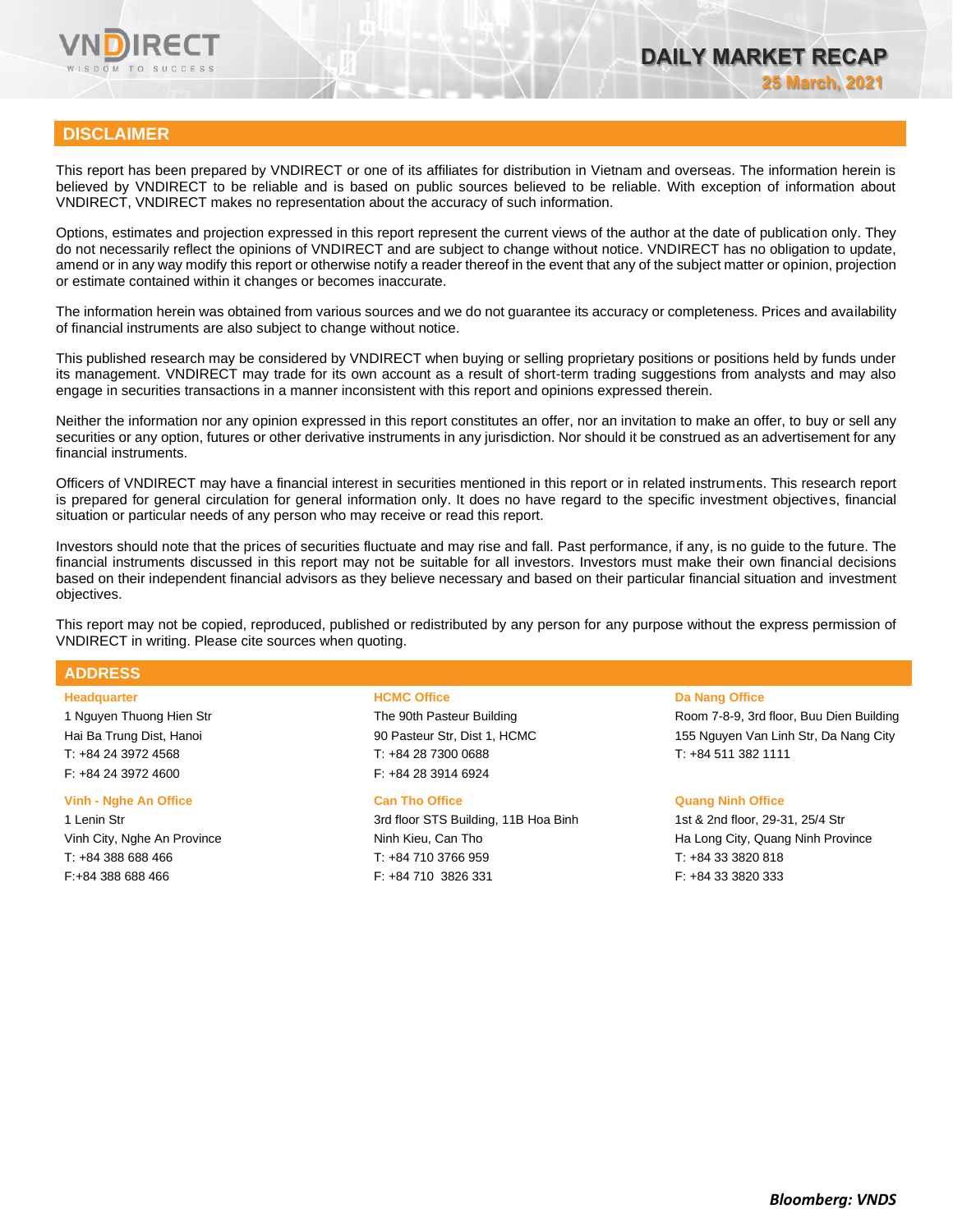## DISCLAIMER

This report has been prepared by VNDIRECT or one of its affiliates for distribution in Vietnam and overseas. The information herein is believed by VNDIRECT to be reliable and is based on public sources believed to be reliable. With exception of information about VNDIRECT, VNDIRECT makes no representation about the accuracy of such information.

Options, estimates and projection expressed in this report represent the current views of the author at the date of publication only. They do not necessarily reflect the opinions of VNDIRECT and are subject to change without notice. VNDIRECT has no obligation to update, amend or in any way modify this report or otherwise notify a reader thereof in the event that any of the subject matter or opinion, projection or estimate contained within it changes or becomes inaccurate.

The information herein was obtained from various sources and we do not guarantee its accuracy or completeness. Prices and availability of financial instruments are also subject to change without notice.

This published research may be considered by VNDIRECT when buying or selling proprietary positions or positions held by funds under its management. VNDIRECT may trade for its own account as a result of short-term trading suggestions from analysts and may also engage in securities transactions in a manner inconsistent with this report and opinions expressed therein.

Neither the information nor any opinion expressed in this report constitutes an offer, nor an invitation to make an offer, to buy or sell any securities or any option, futures or other derivative instruments in any jurisdiction. Nor should it be construed as an advertisement for any financial instruments.

Officers of VNDIRECT may have a financial interest in securities mentioned in this report or in related instruments. This research report is prepared for general circulation for general information only. It does no have regard to the specific investment objectives, financial situation or particular needs of any person who may receive or read this report.

Investors should note that the prices of securities fluctuate and may rise and fall. Past performance, if any, is no guide to the future. The financial instruments discussed in this report may not be suitable for all investors. Investors must make their own financial decisions based on their independent financial advisors as they believe necessary and based on their particular financial situation and investment objectives.

This report may not be copied, reproduced, published or redistributed by any person for any purpose without the express permission of VNDIRECT in writing. Please cite sources when quoting.

## ADDRESS

**Headquarter**
1 Nguyen Thuong Hien Str
Hai Ba Trung Dist, Hanoi
T: +84 24 3972 4568
F: +84 24 3972 4600

**HCMC Office**
The 90th Pasteur Building
90 Pasteur Str, Dist 1, HCMC
T: +84 28 7300 0688
F: +84 28 3914 6924

**Da Nang Office**
Room 7-8-9, 3rd floor, Buu Dien Building
155 Nguyen Van Linh Str, Da Nang City
T: +84 511 382 1111

**Vinh - Nghe An Office**
1 Lenin Str
Vinh City, Nghe An Province
T: +84 388 688 466
F:+84 388 688 466

**Can Tho Office**
3rd floor STS Building, 11B Hoa Binh
Ninh Kieu, Can Tho
T: +84 710 3766 959
F: +84 710 3826 331

**Quang Ninh Office**
1st & 2nd floor, 29-31, 25/4 Str
Ha Long City, Quang Ninh Province
T: +84 33 3820 818
F: +84 33 3820 333

***Bloomberg: VNDS***